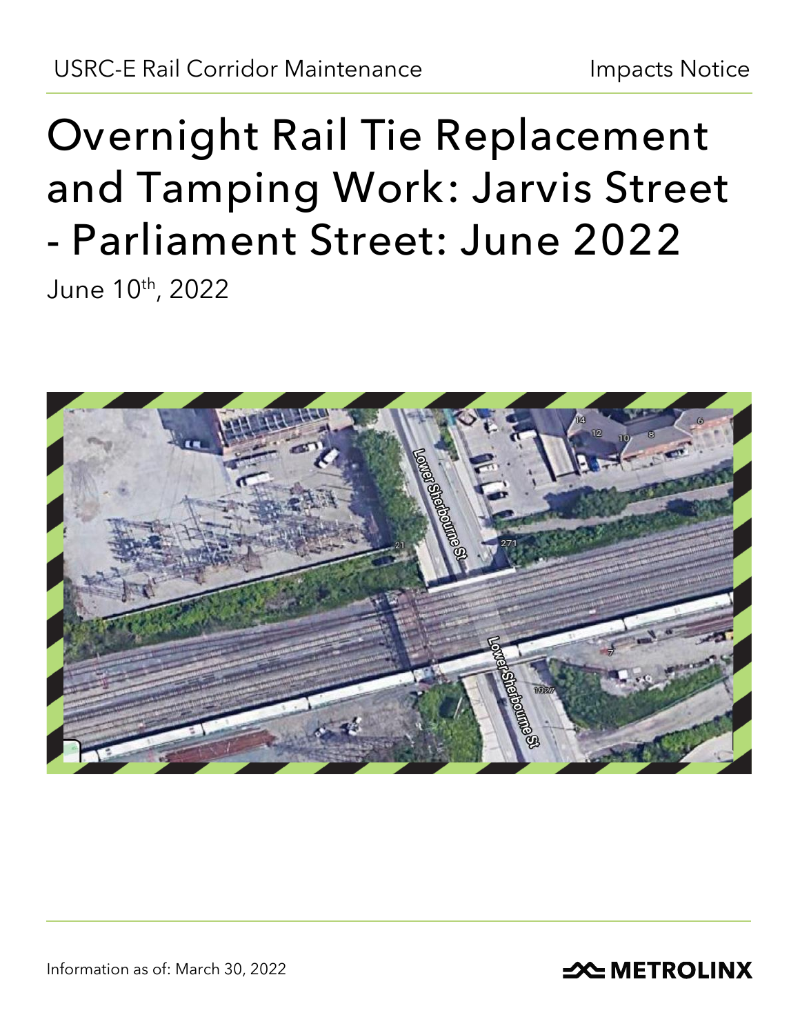USRC-E Rail Corridor Maintenance

Impacts Notice

# Overnight Rail Tie Replacement and Tamping Work: Jarvis Street - Parliament Street: June 2022

June 10th, 2022

Information as of: March 30, 2022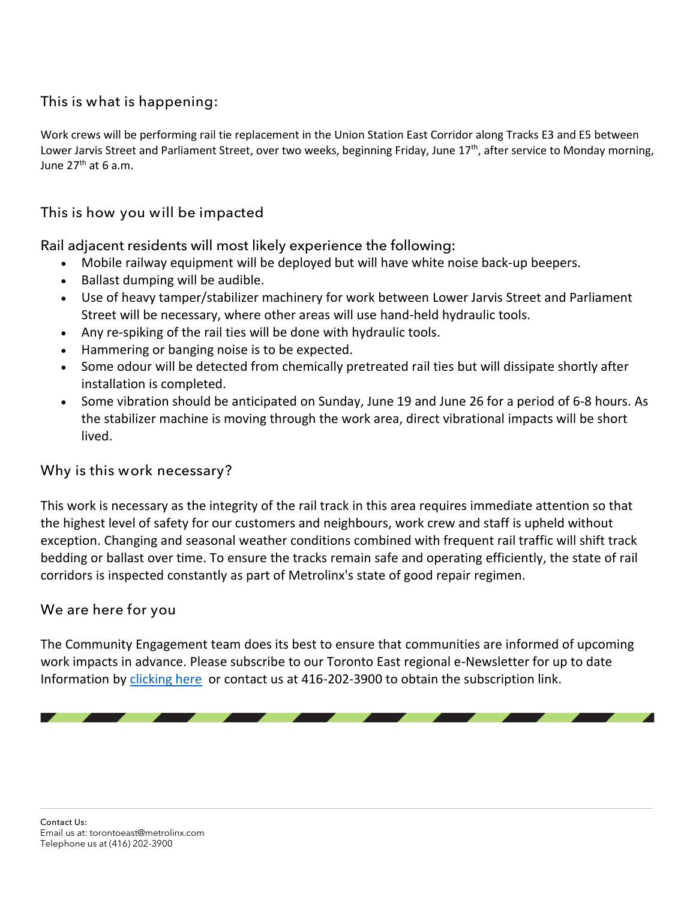## This is what is happening:

Work crews will be performing rail tie replacement in the Union Station East Corridor along Tracks E3 and E5 between Lower Jarvis Street and Parliament Street, over two weeks, beginning Friday, June 17th, after service to Monday morning, June 27th at 6 a.m.

## This is how you will be impacted

### Rail adjacent residents will most likely experience the following:

- Mobile railway equipment will be deployed but will have white noise back-up beepers.
- Ballast dumping will be audible.
- Use of heavy tamper/stabilizer machinery for work between Lower Jarvis Street and Parliament Street will be necessary, where other areas will use hand-held hydraulic tools.
- Any re-spiking of the rail ties will be done with hydraulic tools.
- Hammering or banging noise is to be expected.
- Some odour will be detected from chemically pretreated rail ties but will dissipate shortly after installation is completed.
- Some vibration should be anticipated on Sunday, June 19 and June 26 for a period of 6-8 hours. As the stabilizer machine is moving through the work area, direct vibrational impacts will be short lived.

## Why is this work necessary?

This work is necessary as the integrity of the rail track in this area requires immediate attention so that the highest level of safety for our customers and neighbours, work crew and staff is upheld without exception. Changing and seasonal weather conditions combined with frequent rail traffic will shift track bedding or ballast over time. To ensure the tracks remain safe and operating efficiently, the state of rail corridors is inspected constantly as part of Metrolinx's state of good repair regimen.

## We are here for you

The Community Engagement team does its best to ensure that communities are informed of upcoming work impacts in advance. Please subscribe to our Toronto East regional e-Newsletter for up to date Information by clicking here or contact us at 416-202-3900 to obtain the subscription link.

---

Contact Us:
Email us at: torontoeast@metrolinx.com
Telephone us at (416) 202-3900